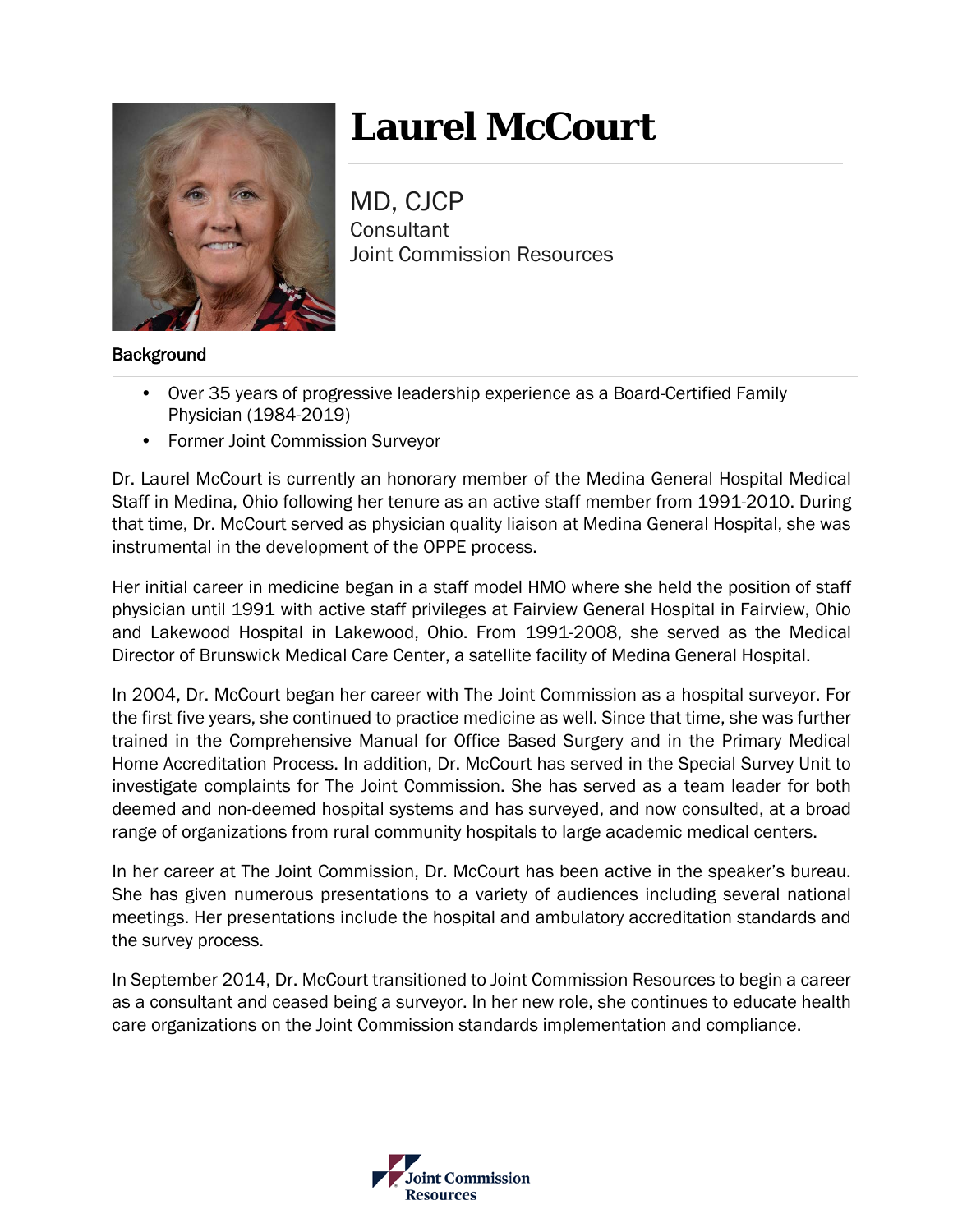# Laurel McCourt

MD, CJCP
Consultant
Joint Commission Resources

**Background**

- Over 35 years of progressive leadership experience as a Board-Certified Family Physician (1984-2019)
- Former Joint Commission Surveyor

Dr. Laurel McCourt is currently an honorary member of the Medina General Hospital Medical Staff in Medina, Ohio following her tenure as an active staff member from 1991-2010. During that time, Dr. McCourt served as physician quality liaison at Medina General Hospital, she was instrumental in the development of the OPPE process.

Her initial career in medicine began in a staff model HMO where she held the position of staff physician until 1991 with active staff privileges at Fairview General Hospital in Fairview, Ohio and Lakewood Hospital in Lakewood, Ohio. From 1991-2008, she served as the Medical Director of Brunswick Medical Care Center, a satellite facility of Medina General Hospital.

In 2004, Dr. McCourt began her career with The Joint Commission as a hospital surveyor. For the first five years, she continued to practice medicine as well. Since that time, she was further trained in the Comprehensive Manual for Office Based Surgery and in the Primary Medical Home Accreditation Process. In addition, Dr. McCourt has served in the Special Survey Unit to investigate complaints for The Joint Commission. She has served as a team leader for both deemed and non-deemed hospital systems and has surveyed, and now consulted, at a broad range of organizations from rural community hospitals to large academic medical centers.

In her career at The Joint Commission, Dr. McCourt has been active in the speaker's bureau. She has given numerous presentations to a variety of audiences including several national meetings. Her presentations include the hospital and ambulatory accreditation standards and the survey process.

In September 2014, Dr. McCourt transitioned to Joint Commission Resources to begin a career as a consultant and ceased being a surveyor. In her new role, she continues to educate health care organizations on the Joint Commission standards implementation and compliance.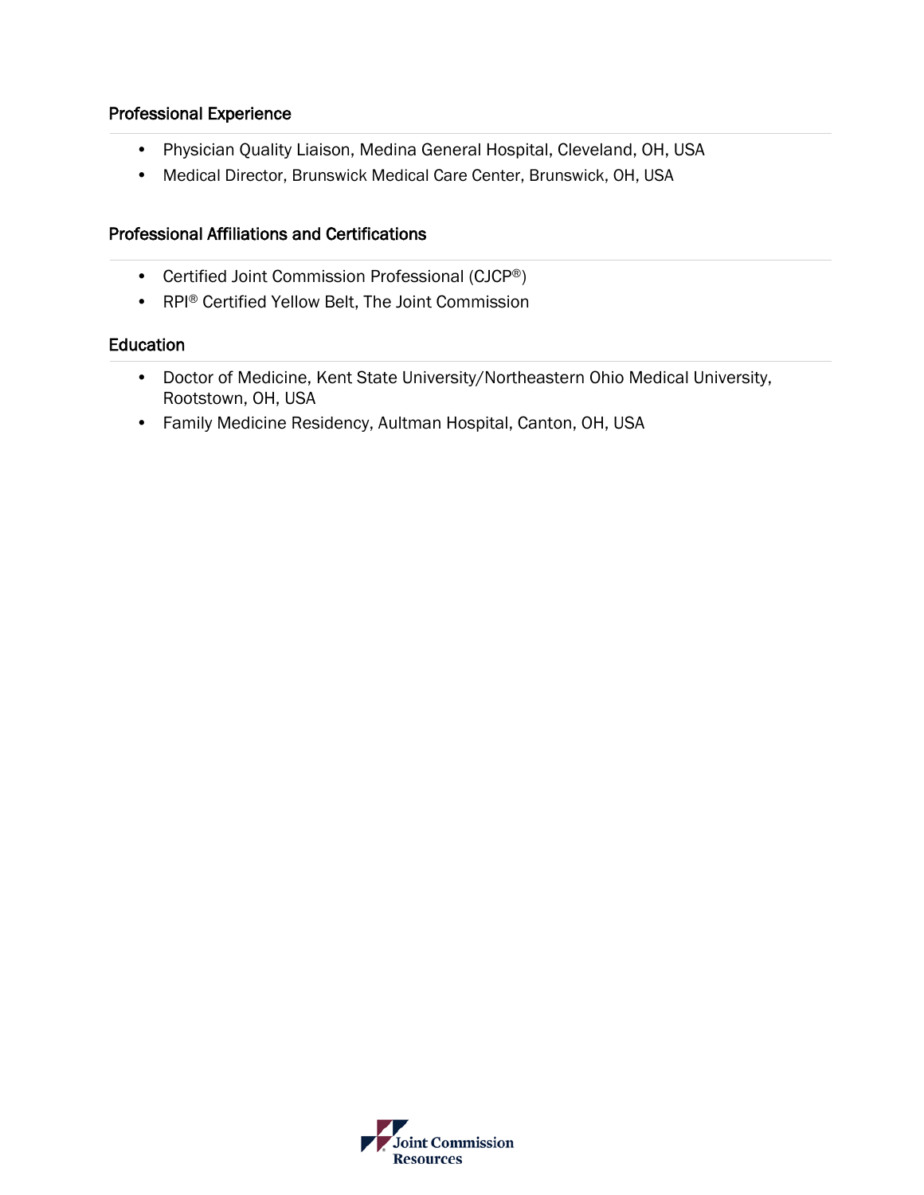## Professional Experience

- Physician Quality Liaison, Medina General Hospital, Cleveland, OH, USA
- Medical Director, Brunswick Medical Care Center, Brunswick, OH, USA

## Professional Affiliations and Certifications

- Certified Joint Commission Professional (CJCP®)
- RPI® Certified Yellow Belt, The Joint Commission

## Education

- Doctor of Medicine, Kent State University/Northeastern Ohio Medical University, Rootstown, OH, USA
- Family Medicine Residency, Aultman Hospital, Canton, OH, USA